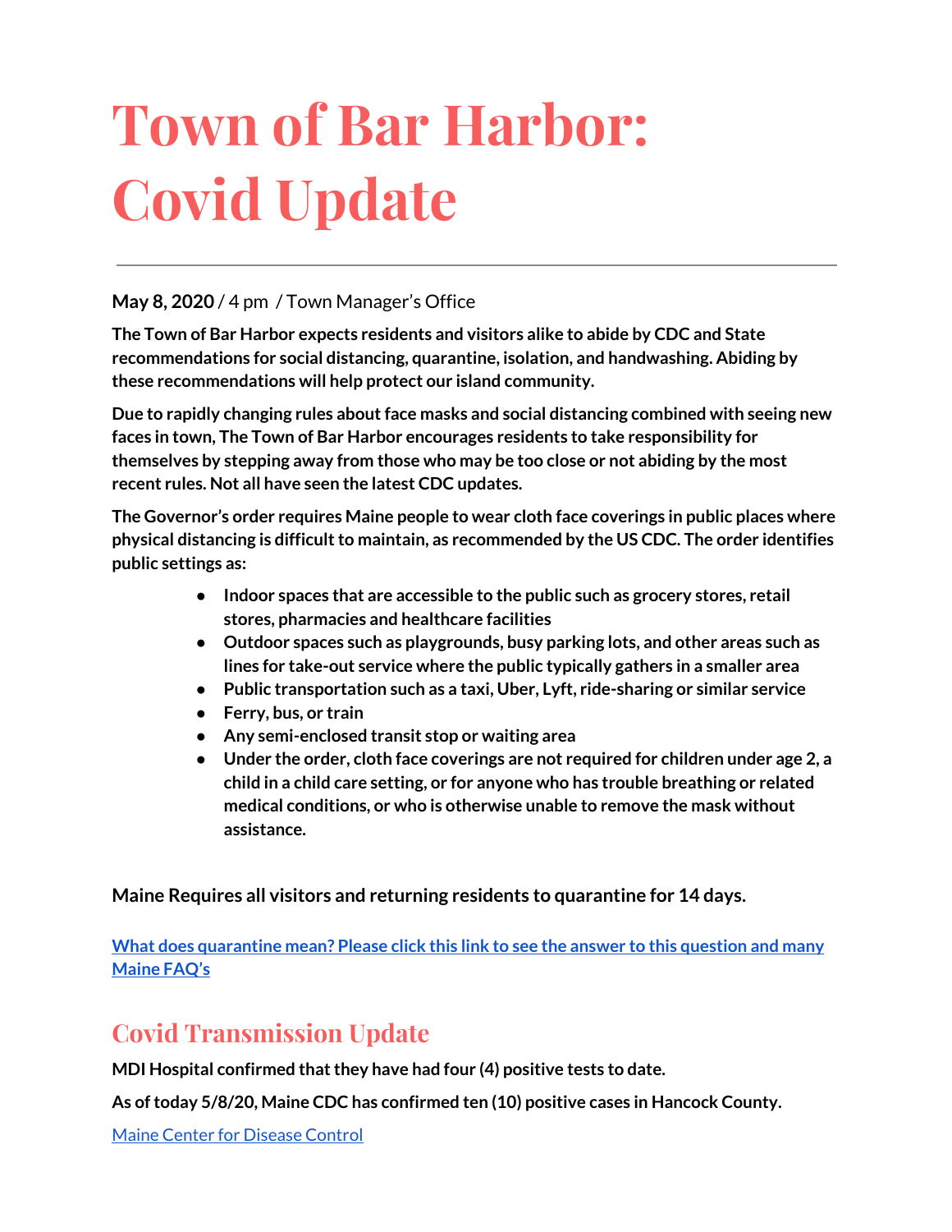# Town of Bar Harbor: Covid Update

---

**May 8, 2020** / 4 pm / Town Manager's Office

**The Town of Bar Harbor expects residents and visitors alike to abide by CDC and State recommendations for social distancing, quarantine, isolation, and handwashing. Abiding by these recommendations will help protect our island community.**

**Due to rapidly changing rules about face masks and social distancing combined with seeing new faces in town, The Town of Bar Harbor encourages residents to take responsibility for themselves by stepping away from those who may be too close or not abiding by the most recent rules. Not all have seen the latest CDC updates.**

**The Governor's order requires Maine people to wear cloth face coverings in public places where physical distancing is difficult to maintain, as recommended by the US CDC. The order identifies public settings as:**

- **Indoor spaces that are accessible to the public such as grocery stores, retail stores, pharmacies and healthcare facilities**
- **Outdoor spaces such as playgrounds, busy parking lots, and other areas such as lines for take-out service where the public typically gathers in a smaller area**
- **Public transportation such as a taxi, Uber, Lyft, ride-sharing or similar service**
- **Ferry, bus, or train**
- **Any semi-enclosed transit stop or waiting area**
- **Under the order, cloth face coverings are not required for children under age 2, a child in a child care setting, or for anyone who has trouble breathing or related medical conditions, or who is otherwise unable to remove the mask without assistance.**

**Maine Requires all visitors and returning residents to quarantine for 14 days.**

**[What does quarantine mean? Please click this link to see the answer to this question and many Maine FAQ's]**

## Covid Transmission Update

**MDI Hospital confirmed that they have had four (4) positive tests to date.**

**As of today 5/8/20, Maine CDC has confirmed ten (10) positive cases in Hancock County.**

[Maine Center for Disease Control]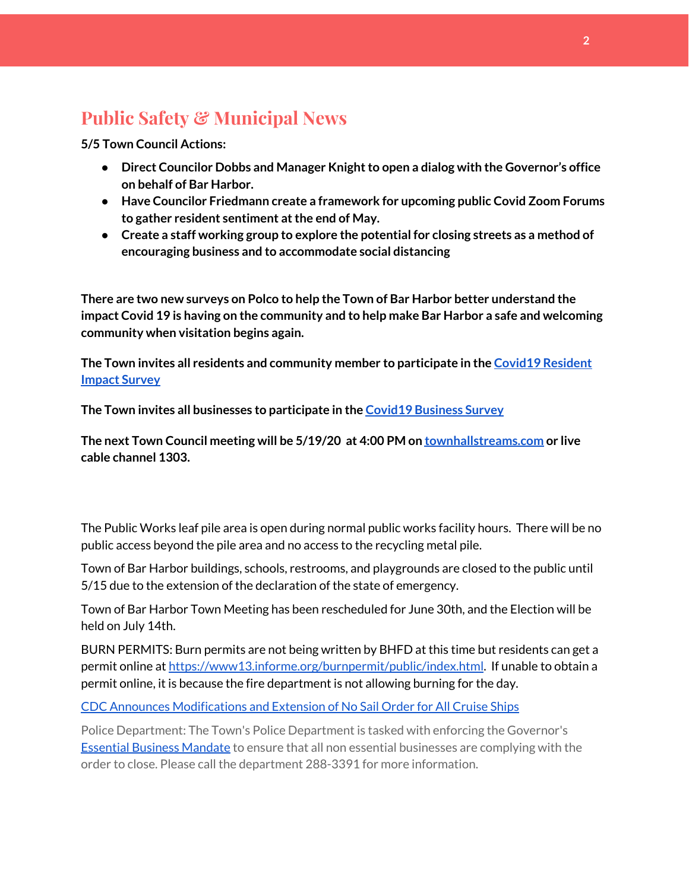## Public Safety & Municipal News

**5/5 Town Council Actions:**

- **Direct Councilor Dobbs and Manager Knight to open a dialog with the Governor's office on behalf of Bar Harbor.**
- **Have Councilor Friedmann create a framework for upcoming public Covid Zoom Forums to gather resident sentiment at the end of May.**
- **Create a staff working group to explore the potential for closing streets as a method of encouraging business and to accommodate social distancing**

**There are two new surveys on Polco to help the Town of Bar Harbor better understand the impact Covid 19 is having on the community and to help make Bar Harbor a safe and welcoming community when visitation begins again.**

**The Town invites all residents and community member to participate in the Covid19 Resident Impact Survey**

**The Town invites all businesses to participate in the Covid19 Business Survey**

**The next Town Council meeting will be 5/19/20 at 4:00 PM on townhallstreams.com or live cable channel 1303.**

The Public Works leaf pile area is open during normal public works facility hours. There will be no public access beyond the pile area and no access to the recycling metal pile.

Town of Bar Harbor buildings, schools, restrooms, and playgrounds are closed to the public until 5/15 due to the extension of the declaration of the state of emergency.

Town of Bar Harbor Town Meeting has been rescheduled for June 30th, and the Election will be held on July 14th.

BURN PERMITS: Burn permits are not being written by BHFD at this time but residents can get a permit online at https://www13.informe.org/burnpermit/public/index.html. If unable to obtain a permit online, it is because the fire department is not allowing burning for the day.

CDC Announces Modifications and Extension of No Sail Order for All Cruise Ships

Police Department: The Town's Police Department is tasked with enforcing the Governor's Essential Business Mandate to ensure that all non essential businesses are complying with the order to close. Please call the department 288-3391 for more information.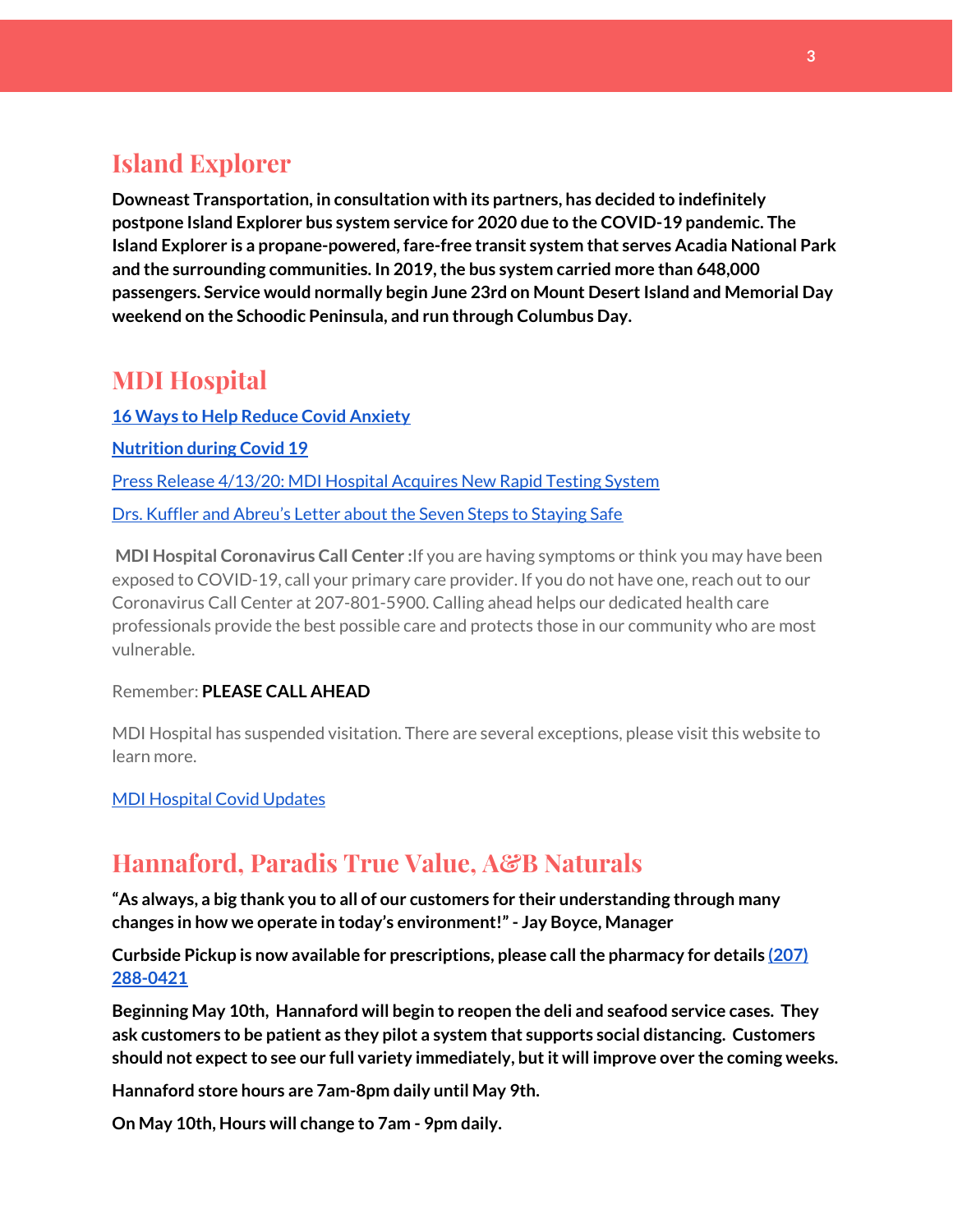## Island Explorer

**Downeast Transportation, in consultation with its partners, has decided to indefinitely postpone Island Explorer bus system service for 2020 due to the COVID-19 pandemic. The Island Explorer is a propane-powered, fare-free transit system that serves Acadia National Park and the surrounding communities. In 2019, the bus system carried more than 648,000 passengers. Service would normally begin June 23rd on Mount Desert Island and Memorial Day weekend on the Schoodic Peninsula, and run through Columbus Day.**

## MDI Hospital

**16 Ways to Help Reduce Covid Anxiety**

**Nutrition during Covid 19**

Press Release 4/13/20: MDI Hospital Acquires New Rapid Testing System

Drs. Kuffler and Abreu's Letter about the Seven Steps to Staying Safe

**MDI Hospital Coronavirus Call Center :** If you are having symptoms or think you may have been exposed to COVID-19, call your primary care provider. If you do not have one, reach out to our Coronavirus Call Center at 207-801-5900. Calling ahead helps our dedicated health care professionals provide the best possible care and protects those in our community who are most vulnerable.

Remember: **PLEASE CALL AHEAD**

MDI Hospital has suspended visitation. There are several exceptions, please visit this website to learn more.

MDI Hospital Covid Updates

## Hannaford, Paradis True Value, A&B Naturals

**"As always, a big thank you to all of our customers for their understanding through many changes in how we operate in today's environment!" - Jay Boyce, Manager**

**Curbside Pickup is now available for prescriptions, please call the pharmacy for details (207) 288-0421**

**Beginning May 10th, Hannaford will begin to reopen the deli and seafood service cases. They ask customers to be patient as they pilot a system that supports social distancing. Customers should not expect to see our full variety immediately, but it will improve over the coming weeks.**

**Hannaford store hours are 7am-8pm daily until May 9th.**

**On May 10th, Hours will change to 7am - 9pm daily.**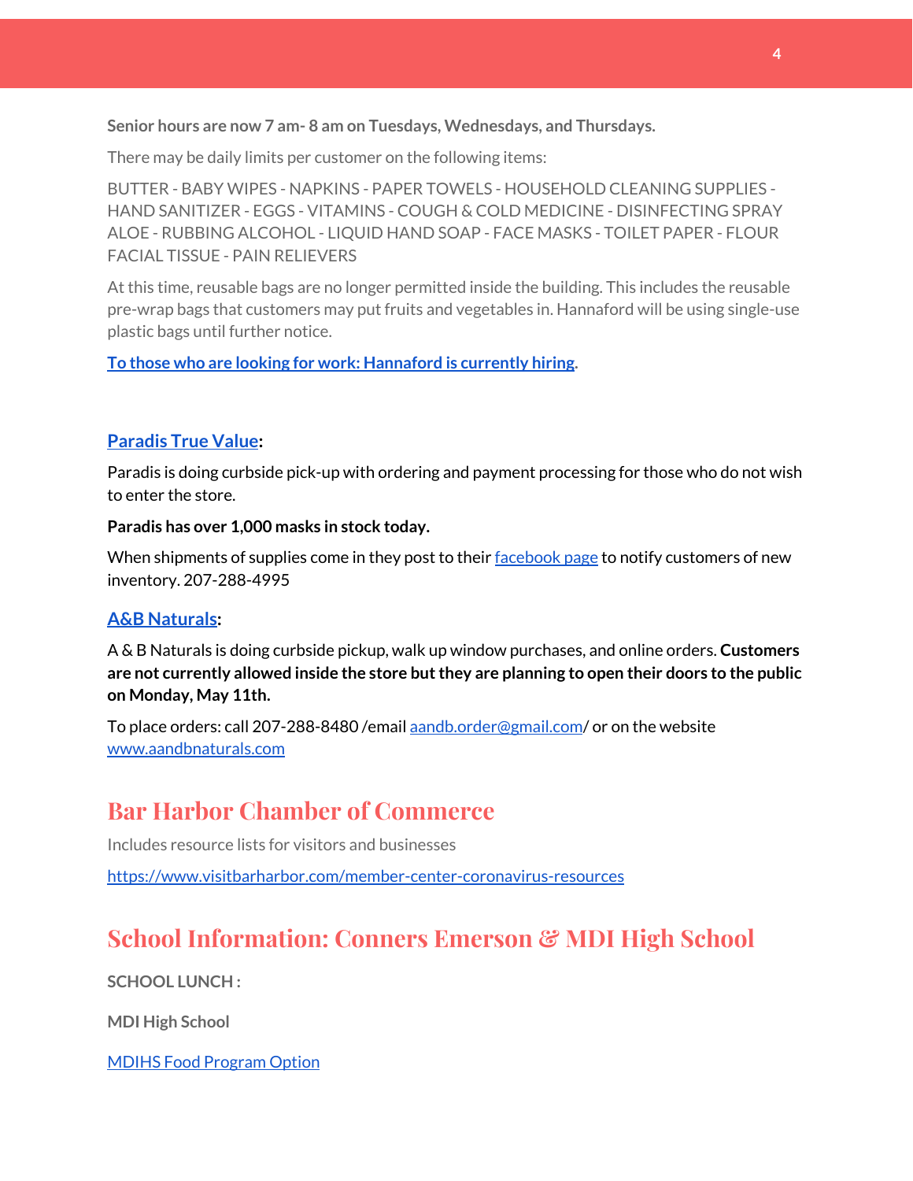**Senior hours are now 7 am- 8 am on Tuesdays, Wednesdays, and Thursdays.**

There may be daily limits per customer on the following items:

BUTTER - BABY WIPES - NAPKINS - PAPER TOWELS - HOUSEHOLD CLEANING SUPPLIES - HAND SANITIZER - EGGS - VITAMINS - COUGH & COLD MEDICINE - DISINFECTING SPRAY ALOE - RUBBING ALCOHOL - LIQUID HAND SOAP - FACE MASKS - TOILET PAPER - FLOUR FACIAL TISSUE - PAIN RELIEVERS

At this time, reusable bags are no longer permitted inside the building. This includes the reusable pre-wrap bags that customers may put fruits and vegetables in. Hannaford will be using single-use plastic bags until further notice.

**To those who are looking for work: Hannaford is currently hiring.**

**Paradis True Value:**

Paradis is doing curbside pick-up with ordering and payment processing for those who do not wish to enter the store.

**Paradis has over 1,000 masks in stock today.**

When shipments of supplies come in they post to their facebook page to notify customers of new inventory. 207-288-4995

**A&B Naturals:**

A & B Naturals is doing curbside pickup, walk up window purchases, and online orders. **Customers are not currently allowed inside the store but they are planning to open their doors to the public on Monday, May 11th.**

To place orders: call 207-288-8480 /email aandb.order@gmail.com/ or on the website www.aandbnaturals.com

## Bar Harbor Chamber of Commerce

Includes resource lists for visitors and businesses

https://www.visitbarharbor.com/member-center-coronavirus-resources

## School Information: Conners Emerson & MDI High School

**SCHOOL LUNCH :**

**MDI High School**

MDIHS Food Program Option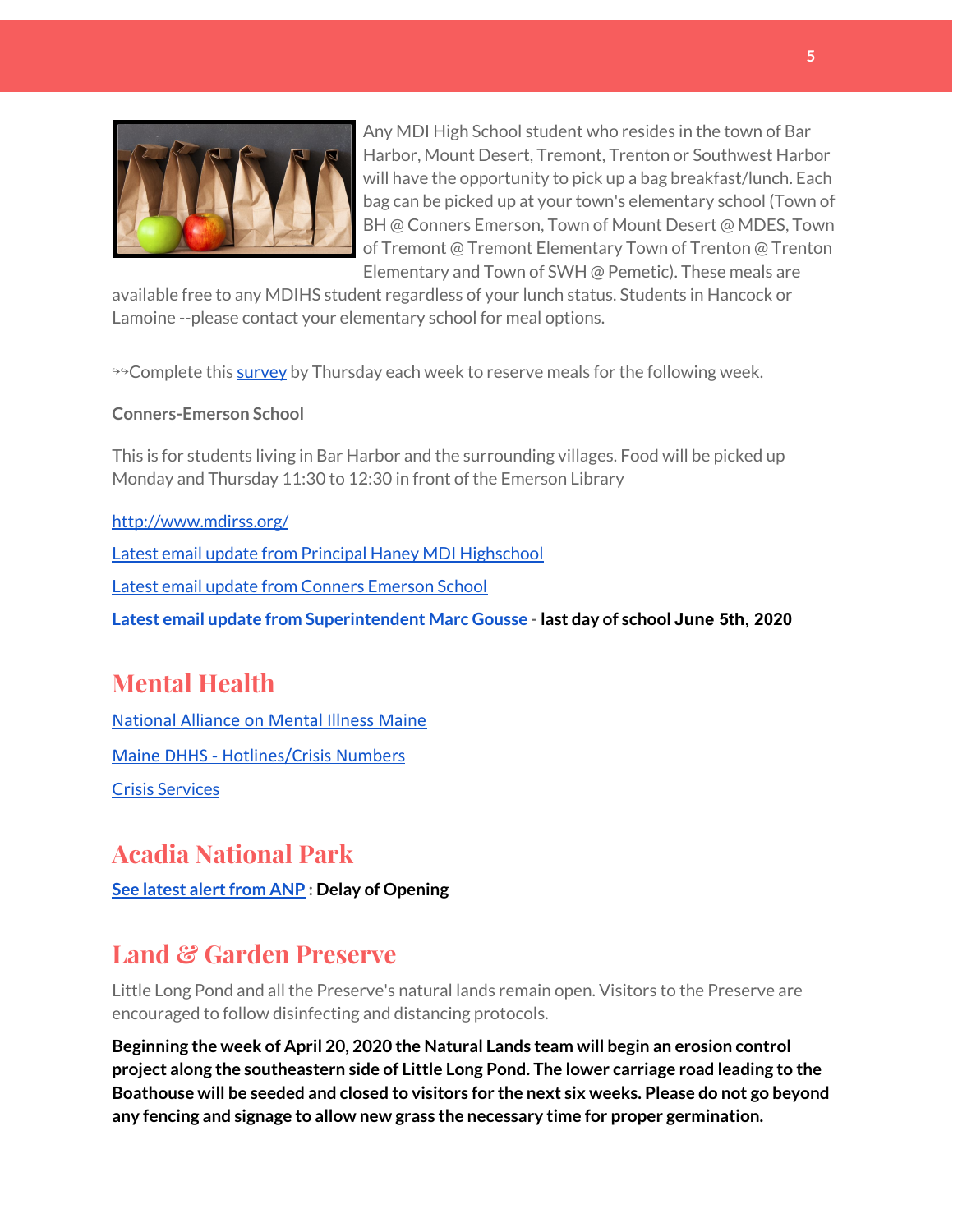Any MDI High School student who resides in the town of Bar Harbor, Mount Desert, Tremont, Trenton or Southwest Harbor will have the opportunity to pick up a bag breakfast/lunch. Each bag can be picked up at your town's elementary school (Town of BH @ Conners Emerson, Town of Mount Desert @ MDES, Town of Tremont @ Tremont Elementary Town of Trenton @ Trenton Elementary and Town of SWH @ Pemetic). These meals are available free to any MDIHS student regardless of your lunch status. Students in Hancock or Lamoine --please contact your elementary school for meal options.

↬Complete this survey by Thursday each week to reserve meals for the following week.

**Conners-Emerson School**

This is for students living in Bar Harbor and the surrounding villages. Food will be picked up Monday and Thursday 11:30 to 12:30 in front of the Emerson Library

http://www.mdirss.org/

Latest email update from Principal Haney MDI Highschool

Latest email update from Conners Emerson School

**Latest email update from Superintendent Marc Gousse - last day of school June 5th, 2020**

## Mental Health

National Alliance on Mental Illness Maine

Maine DHHS - Hotlines/Crisis Numbers

Crisis Services

## Acadia National Park

**See latest alert from ANP : Delay of Opening**

## Land & Garden Preserve

Little Long Pond and all the Preserve's natural lands remain open. Visitors to the Preserve are encouraged to follow disinfecting and distancing protocols.

**Beginning the week of April 20, 2020 the Natural Lands team will begin an erosion control project along the southeastern side of Little Long Pond. The lower carriage road leading to the Boathouse will be seeded and closed to visitors for the next six weeks. Please do not go beyond any fencing and signage to allow new grass the necessary time for proper germination.**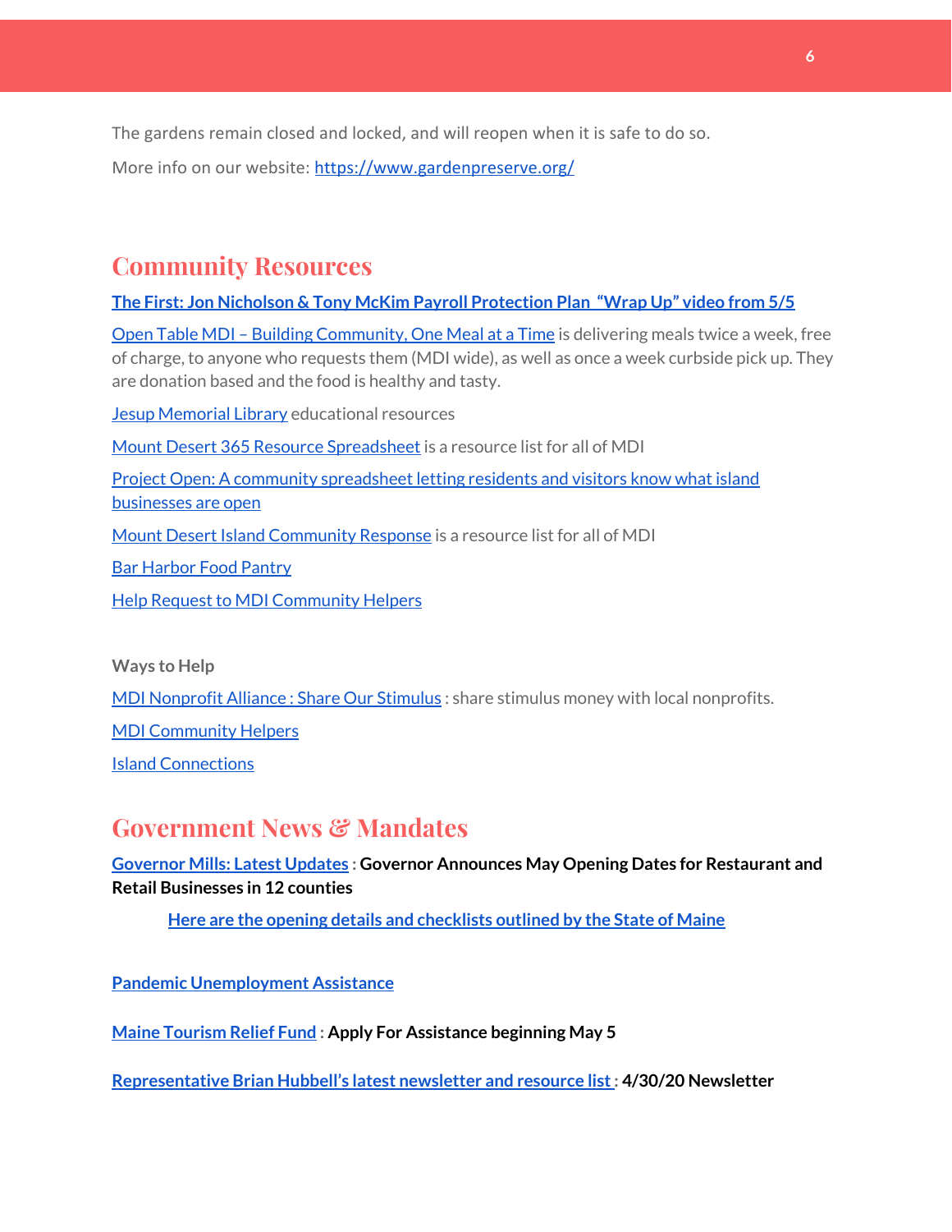The gardens remain closed and locked, and will reopen when it is safe to do so.

More info on our website: https://www.gardenpreserve.org/

## Community Resources

**The First: Jon Nicholson & Tony McKim Payroll Protection Plan "Wrap Up" video from 5/5**

Open Table MDI – Building Community, One Meal at a Time is delivering meals twice a week, free of charge, to anyone who requests them (MDI wide), as well as once a week curbside pick up. They are donation based and the food is healthy and tasty.

Jesup Memorial Library educational resources

Mount Desert 365 Resource Spreadsheet is a resource list for all of MDI

Project Open: A community spreadsheet letting residents and visitors know what island businesses are open

Mount Desert Island Community Response is a resource list for all of MDI

Bar Harbor Food Pantry

Help Request to MDI Community Helpers

**Ways to Help**

MDI Nonprofit Alliance : Share Our Stimulus : share stimulus money with local nonprofits.

MDI Community Helpers

Island Connections

## Government News & Mandates

**Governor Mills: Latest Updates : Governor Announces May Opening Dates for Restaurant and Retail Businesses in 12 counties**

**Here are the opening details and checklists outlined by the State of Maine**

**Pandemic Unemployment Assistance**

**Maine Tourism Relief Fund : Apply For Assistance beginning May 5**

**Representative Brian Hubbell's latest newsletter and resource list : 4/30/20 Newsletter**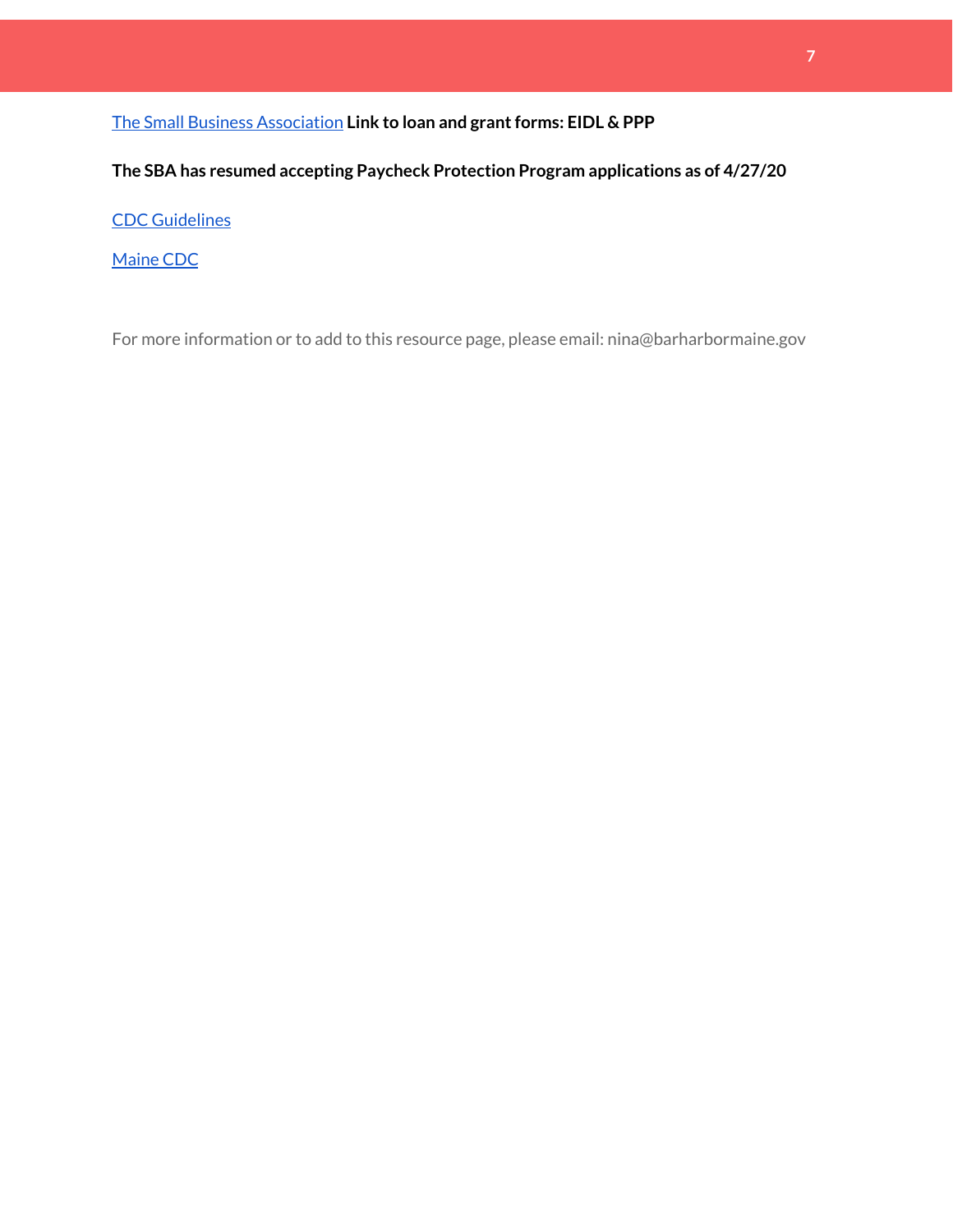The Small Business Association **Link to loan and grant forms: EIDL & PPP**

**The SBA has resumed accepting Paycheck Protection Program applications as of 4/27/20**

CDC Guidelines

Maine CDC

For more information or to add to this resource page, please email: nina@barharbormaine.gov